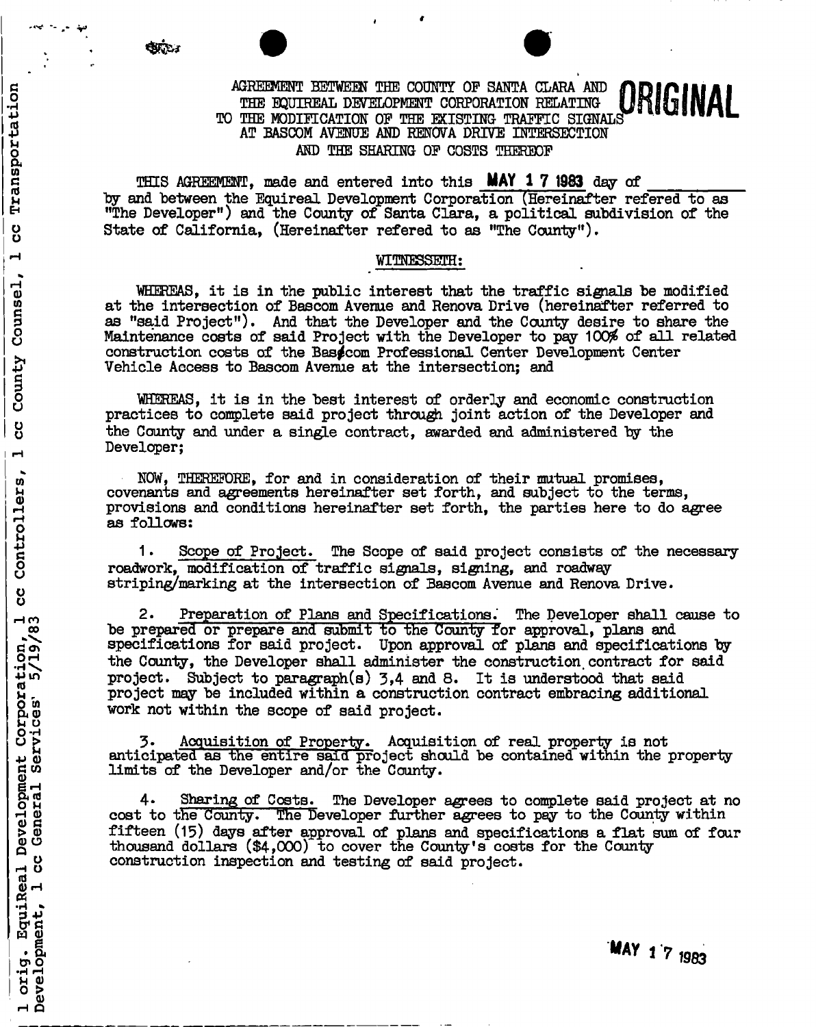AGREEMENT BETWEEN THE COUNTY OF SANTA CLARA AND THE EQUIREAL DEVELOPMENT CORPORATION RELATING TO THE MODIFICATION OF THE EXISTING TRAFFIC SIGNALS AT BASCOM AVENUE AND RENOVA DRIVE INTERSECTION AND THE SHARING OF COSTS THEREOF

**ORIGINAL**

THIS AGREEMENT, made and entered into this **MAY 1 7 1983** day of \_\_\_\_\_\_\_\_\_\_ by and between the Equireal Development Corporation (Hereinafter refered to as "The Developer") and the County of Santa Clara, a political subdivision of the State of California, (Hereinafter refered to as "The County").

WITNESSETH:

WHEREAS, it is in the public interest that the traffic signals be modified at the intersection of Bascom Avenue and Renova Drive (hereinafter referred to as "said Project"). And that the Developer and the County desire to share the Maintenance costs of said Project with the Developer to pay 100% of all related construction costs of the Bascom Professional Center Development Center Vehicle Access to Bascom Avenue at the intersection; and

WHEREAS, it is in the best interest of orderly and economic construction practices to complete said project through joint action of the Developer and the County and under a single contract, awarded and administered by the Developer;

NOW, THEREFORE, for and in consideration of their mutual promises, covenants and agreements hereinafter set forth, and subject to the terms, provisions and conditions hereinafter set forth, the parties here to do agree as follows:

1. Scope of Project. The Scope of said project consists of the necessary roadwork, modification of traffic signals, signing, and roadway striping/marking at the intersection of Bascom Avenue and Renova Drive.

2. Preparation of Plans and Specifications. The Developer shall cause to be prepared or prepare and submit to the County for approval, plans and specifications for said project. Upon approval of plans and specifications by the County, the Developer shall administer the construction contract for said project. Subject to paragraph(s) 3,4 and 8. It is understood that said project may be included within a construction contract embracing additional work not within the scope of said project.

3. Acquisition of Property. Acquisition of real property is not anticipated as the entire said project should be contained within the property limits of the Developer and/or the County.

4. Sharing of Costs. The Developer agrees to complete said project at no cost to the County. The Developer further agrees to pay to the County within fifteen (15) days after approval of plans and specifications a flat sum of four thousand dollars ($4,000) to cover the County's costs for the County construction inspection and testing of said project.

1 orig. EquiReal Development Corporation, 1 cc Controllers, 1 cc County Counsel, 1 cc Transportation Development, 1 cc General Services' 5/19/83

**MAY 1 7 1983**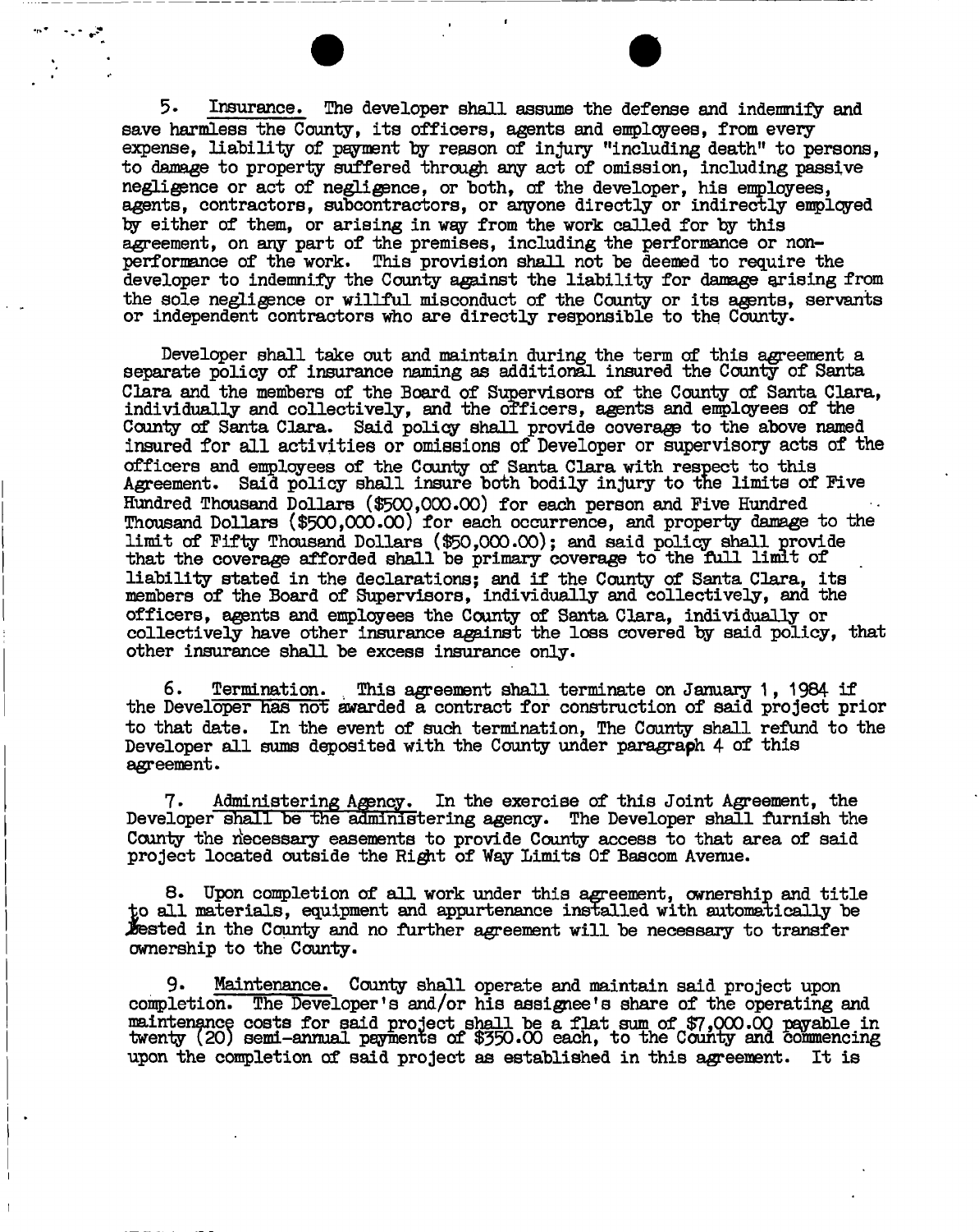5. Insurance. The developer shall assume the defense and indemnify and save harmless the County, its officers, agents and employees, from every expense, liability of payment by reason of injury "including death" to persons, to damage to property suffered through any act of omission, including passive negligence or act of negligence, or both, of the developer, his employees, agents, contractors, subcontractors, or anyone directly or indirectly employed by either of them, or arising in way from the work called for by this agreement, on any part of the premises, including the performance or non-performance of the work. This provision shall not be deemed to require the developer to indemnify the County against the liability for damage arising from the sole negligence or willful misconduct of the County or its agents, servants or independent contractors who are directly responsible to the County.

Developer shall take out and maintain during the term of this agreement a separate policy of insurance naming as additional insured the County of Santa Clara and the members of the Board of Supervisors of the County of Santa Clara, individually and collectively, and the officers, agents and employees of the County of Santa Clara. Said policy shall provide coverage to the above named insured for all activities or omissions of Developer or supervisory acts of the officers and employees of the County of Santa Clara with respect to this Agreement. Said policy shall insure both bodily injury to the limits of Five Hundred Thousand Dollars ($500,000.00) for each person and Five Hundred Thousand Dollars ($500,000.00) for each occurrence, and property damage to the limit of Fifty Thousand Dollars ($50,000.00); and said policy shall provide that the coverage afforded shall be primary coverage to the full limit of liability stated in the declarations; and if the County of Santa Clara, its members of the Board of Supervisors, individually and collectively, and the officers, agents and employees the County of Santa Clara, individually or collectively have other insurance against the loss covered by said policy, that other insurance shall be excess insurance only.

6. Termination. This agreement shall terminate on January 1, 1984 if the Developer has not awarded a contract for construction of said project prior to that date. In the event of such termination, The County shall refund to the Developer all sums deposited with the County under paragraph 4 of this agreement.

7. Administering Agency. In the exercise of this Joint Agreement, the Developer shall be the administering agency. The Developer shall furnish the County the necessary easements to provide County access to that area of said project located outside the Right of Way Limits Of Bascom Avenue.

8. Upon completion of all work under this agreement, ownership and title to all materials, equipment and appurtenance installed with automatically be vested in the County and no further agreement will be necessary to transfer ownership to the County.

9. Maintenance. County shall operate and maintain said project upon completion. The Developer's and/or his assignee's share of the operating and maintenance costs for said project shall be a flat sum of $7,000.00 payable in twenty (20) semi-annual payments of $350.00 each, to the County and commencing upon the completion of said project as established in this agreement. It is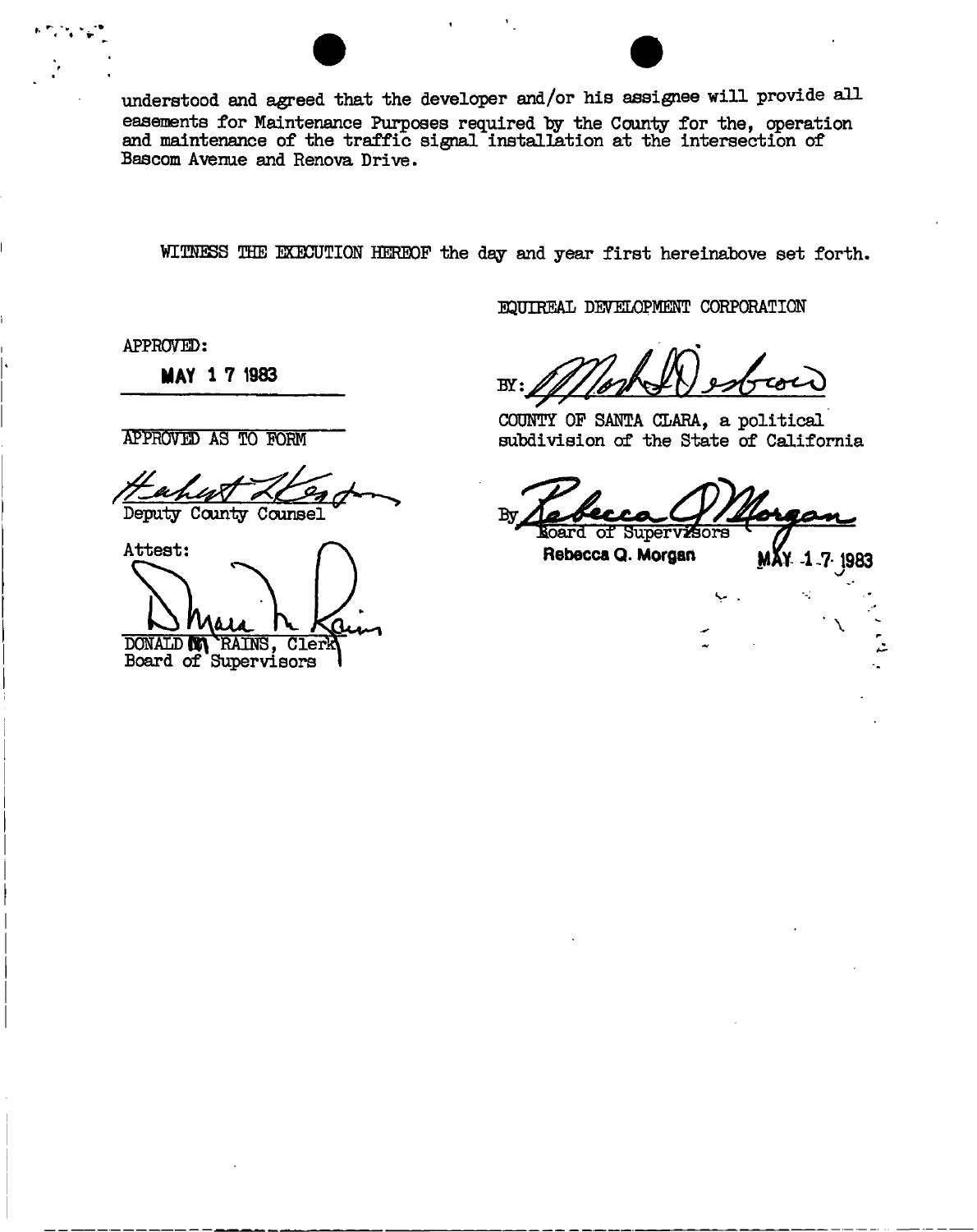understood and agreed that the developer and/or his assignee will provide all easements for Maintenance Purposes required by the County for the, operation and maintenance of the traffic signal installation at the intersection of Bascom Avenue and Renova Drive.

WITNESS THE EXECUTION HEREOF the day and year first hereinabove set forth.

EQUIREAL DEVELOPMENT CORPORATION

BY: [signature]

APPROVED:

**MAY 1 7 1983**

COUNTY OF SANTA CLARA, a political subdivision of the State of California

APPROVED AS TO FORM

[signature]

Deputy County Counsel

By [signature]

Board of Supervisors

**Rebecca Q. Morgan** MAY 1 7 1983

Attest:

[signature]

DONALD M. RAINS, Clerk
Board of Supervisors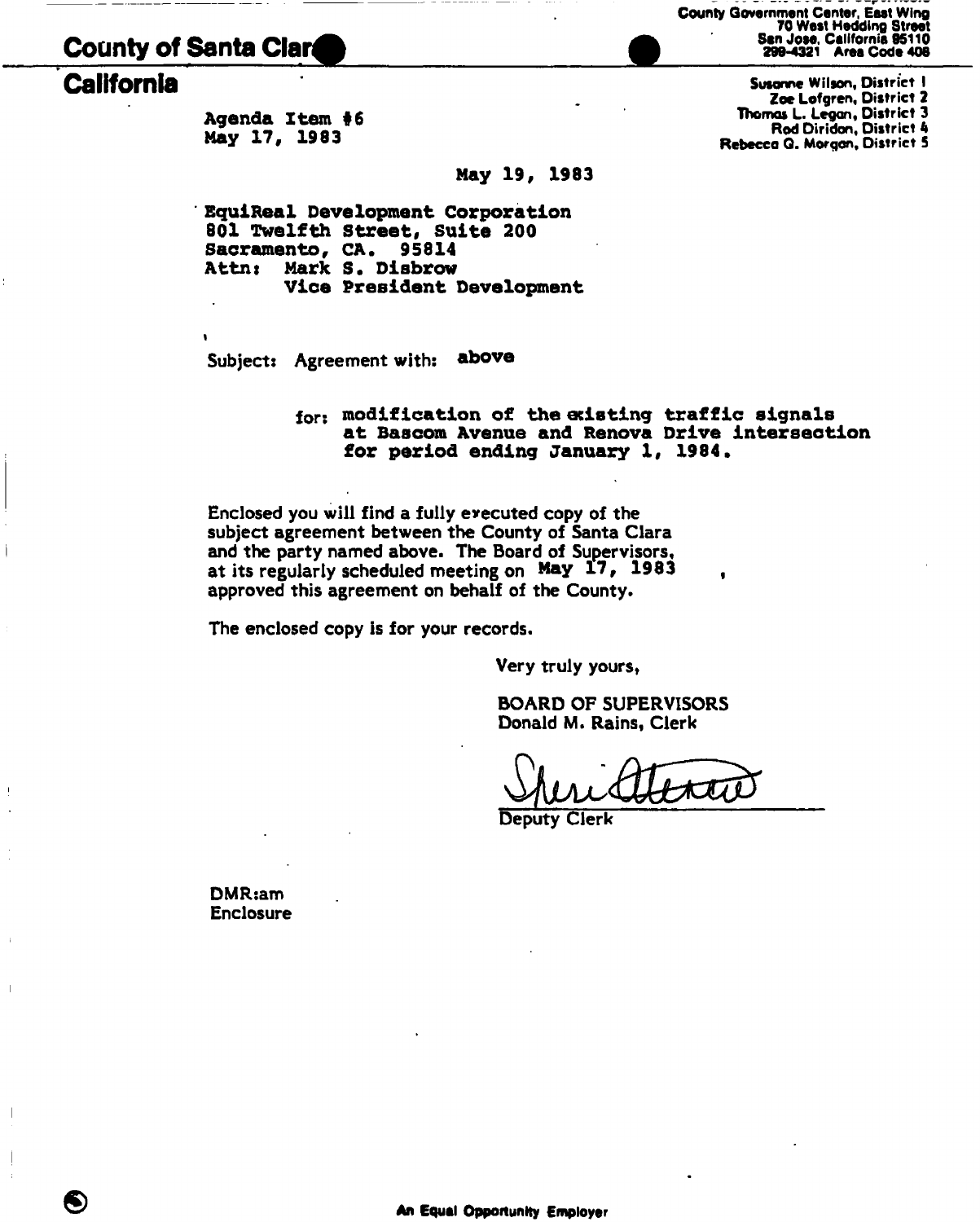County Government Center, East Wing
70 West Hedding Street
San Jose, California 95110
299-4321 Area Code 408

# County of Santa Clara
## California

Susanne Wilson, District 1
Zoe Lofgren, District 2
Thomas L. Legan, District 3
Rod Diridon, District 4
Rebecca Q. Morgan, District 5

Agenda Item #6
May 17, 1983

May 19, 1983

EquiReal Development Corporation
801 Twelfth Street, Suite 200
Sacramento, CA. 95814
Attn: Mark S. Disbrow
Vice President Development

Subject: Agreement with: above

for: modification of the existing traffic signals at Bascom Avenue and Renova Drive intersection for period ending January 1, 1984.

Enclosed you will find a fully executed copy of the subject agreement between the County of Santa Clara and the party named above. The Board of Supervisors, at its regularly scheduled meeting on May 17, 1983, approved this agreement on behalf of the County.

The enclosed copy is for your records.

Very truly yours,

BOARD OF SUPERVISORS
Donald M. Rains, Clerk

Sheri Atterro
Deputy Clerk

DMR:am
Enclosure

An Equal Opportunity Employer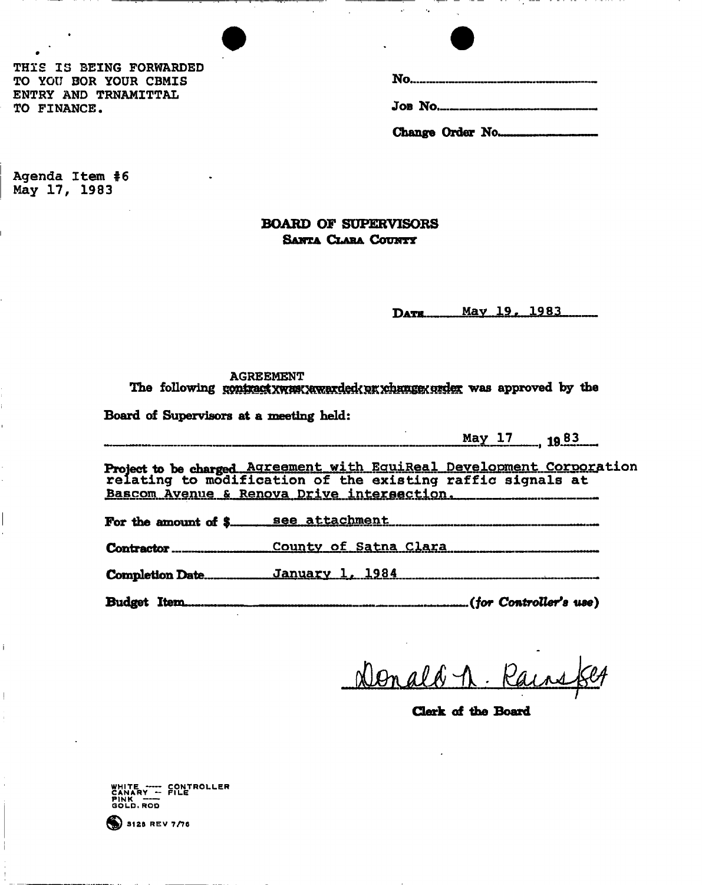THIS IS BEING FORWARDED
TO YOU BOR YOUR CBMIS
ENTRY AND TRNAMITTAL
TO FINANCE.

No.

Job No.

Change Order No.

Agenda Item #6
May 17, 1983

**BOARD OF SUPERVISORS**
**SANTA CLARA COUNTY**

Date May 19, 1983

AGREEMENT
The following ~~contract was awarded or change order~~ was approved by the Board of Supervisors at a meeting held:

May 17, 1983

Project to be charged Agreement with EquiReal Development Corporation relating to modification of the existing raffic signals at Bascom Avenue & Renova Drive intersection.

For the amount of $ see attachment

Contractor County of Satna Clara

Completion Date January 1, 1984

Budget Item (*for Controller's use*)

Donald M. Rainsford
**Clerk of the Board**

WHITE — CONTROLLER
CANARY — FILE
PINK —
GOLD. ROD

3128 REV 7/76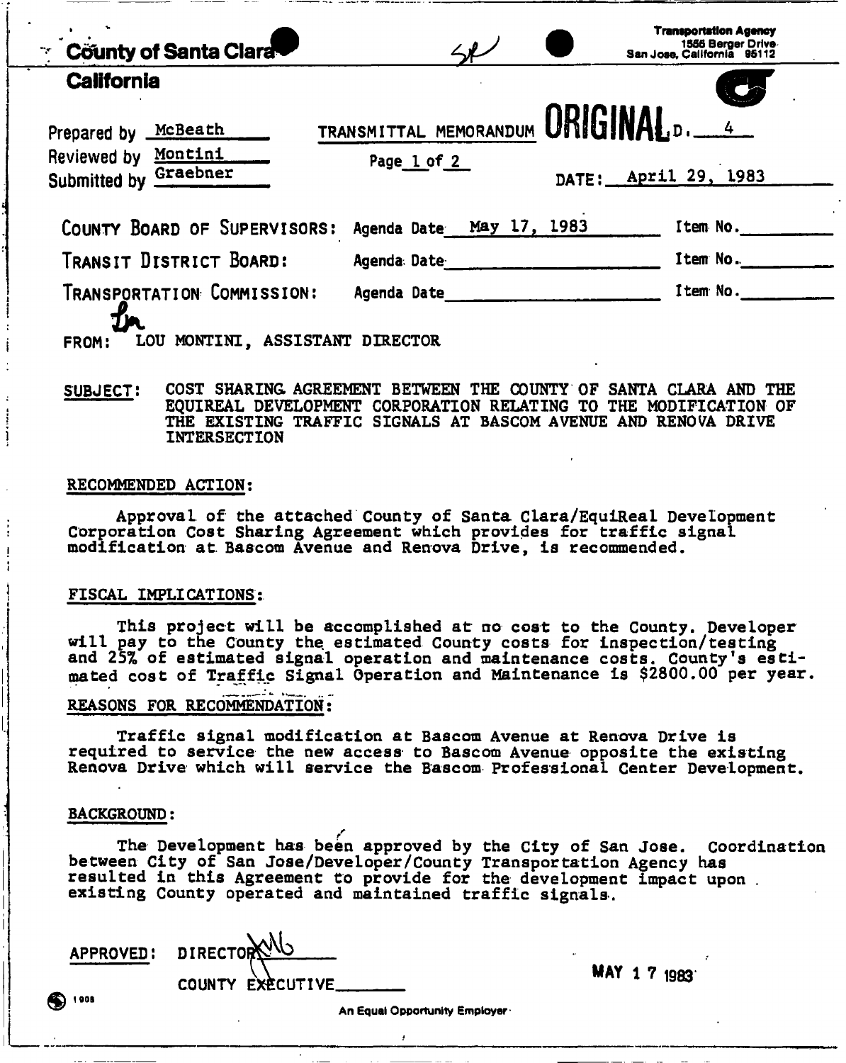**County of Santa Clara**

**California**

**Transportation Agency**
1555 Berger Drive
San Jose, California 95112

Prepared by McBeath
Reviewed by Montini
Submitted by Graebner

TRANSMITTAL MEMORANDUM **ORIGINAL** D. 4

Page 1 of 2

DATE: April 29, 1983

| | | |
|---|---|---|
| COUNTY BOARD OF SUPERVISORS: | Agenda Date May 17, 1983 | Item No. |
| TRANSIT DISTRICT BOARD: | Agenda Date | Item No. |
| TRANSPORTATION COMMISSION: | Agenda Date | Item No. |

FROM: LOU MONTINI, ASSISTANT DIRECTOR

SUBJECT: COST SHARING AGREEMENT BETWEEN THE COUNTY OF SANTA CLARA AND THE EQUIREAL DEVELOPMENT CORPORATION RELATING TO THE MODIFICATION OF THE EXISTING TRAFFIC SIGNALS AT BASCOM AVENUE AND RENOVA DRIVE INTERSECTION

RECOMMENDED ACTION:

Approval of the attached County of Santa Clara/EquiReal Development Corporation Cost Sharing Agreement which provides for traffic signal modification at Bascom Avenue and Renova Drive, is recommended.

FISCAL IMPLICATIONS:

This project will be accomplished at no cost to the County. Developer will pay to the County the estimated County costs for inspection/testing and 25% of estimated signal operation and maintenance costs. County's estimated cost of Traffic Signal Operation and Maintenance is $2800.00 per year.

REASONS FOR RECOMMENDATION:

Traffic signal modification at Bascom Avenue at Renova Drive is required to service the new access to Bascom Avenue opposite the existing Renova Drive which will service the Bascom Professional Center Development.

BACKGROUND:

The Development has been approved by the City of San Jose. Coordination between City of San Jose/Developer/County Transportation Agency has resulted in this Agreement to provide for the development impact upon existing County operated and maintained traffic signals.

APPROVED: DIRECTOR

COUNTY EXECUTIVE

MAY 17 1983

An Equal Opportunity Employer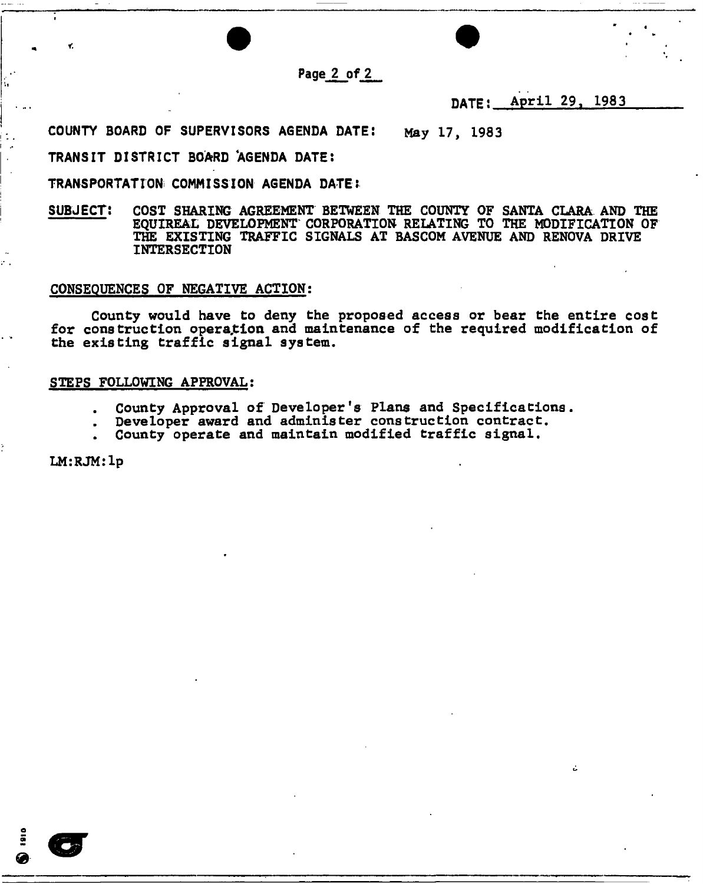DATE: April 29, 1983

COUNTY BOARD OF SUPERVISORS AGENDA DATE: May 17, 1983

TRANSIT DISTRICT BOARD AGENDA DATE:

TRANSPORTATION COMMISSION AGENDA DATE:

**SUBJECT:** COST SHARING AGREEMENT BETWEEN THE COUNTY OF SANTA CLARA AND THE EQUIREAL DEVELOPMENT CORPORATION RELATING TO THE MODIFICATION OF THE EXISTING TRAFFIC SIGNALS AT BASCOM AVENUE AND RENOVA DRIVE INTERSECTION

CONSEQUENCES OF NEGATIVE ACTION:

County would have to deny the proposed access or bear the entire cost for construction operation and maintenance of the required modification of the existing traffic signal system.

STEPS FOLLOWING APPROVAL:

- County Approval of Developer's Plans and Specifications.
- Developer award and administer construction contract.
- County operate and maintain modified traffic signal.

LM:RJM:lp